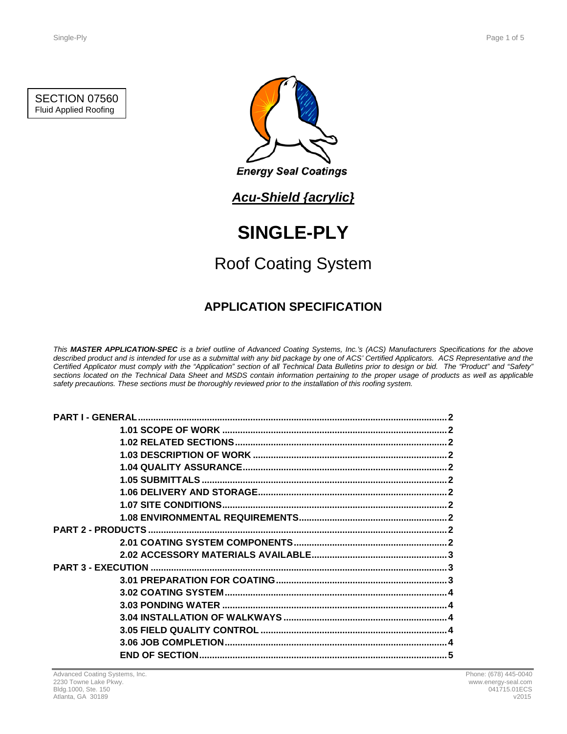SECTION 07560
Fluid Applied Roofing

Energy Seal Coatings

## *Acu-Shield {acrylic}*

# SINGLE-PLY

## Roof Coating System

### APPLICATION SPECIFICATION

*This **MASTER APPLICATION-SPEC** is a brief outline of Advanced Coating Systems, Inc.'s (ACS) Manufacturers Specifications for the above described product and is intended for use as a submittal with any bid package by one of ACS' Certified Applicators. ACS Representative and the Certified Applicator must comply with the "Application" section of all Technical Data Bulletins prior to design or bid. The "Product" and "Safety" sections located on the Technical Data Sheet and MSDS contain information pertaining to the proper usage of products as well as applicable safety precautions. These sections must be thoroughly reviewed prior to the installation of this roofing system.*

**PART I - GENERAL** .......... 2
- **1.01 SCOPE OF WORK** .......... 2
- **1.02 RELATED SECTIONS** .......... 2
- **1.03 DESCRIPTION OF WORK** .......... 2
- **1.04 QUALITY ASSURANCE** .......... 2
- **1.05 SUBMITTALS** .......... 2
- **1.06 DELIVERY AND STORAGE** .......... 2
- **1.07 SITE CONDITIONS** .......... 2
- **1.08 ENVIRONMENTAL REQUIREMENTS** .......... 2

**PART 2 - PRODUCTS** .......... 2
- **2.01 COATING SYSTEM COMPONENTS** .......... 2
- **2.02 ACCESSORY MATERIALS AVAILABLE** .......... 3

**PART 3 - EXECUTION** .......... 3
- **3.01 PREPARATION FOR COATING** .......... 3
- **3.02 COATING SYSTEM** .......... 4
- **3.03 PONDING WATER** .......... 4
- **3.04 INSTALLATION OF WALKWAYS** .......... 4
- **3.05 FIELD QUALITY CONTROL** .......... 4
- **3.06 JOB COMPLETION** .......... 4
- **END OF SECTION** .......... 5

Advanced Coating Systems, Inc.
2230 Towne Lake Pkwy.
Bldg.1000, Ste. 150
Atlanta, GA 30189

Phone: (678) 445-0040
www.energy-seal.com
041715.01ECS
v2015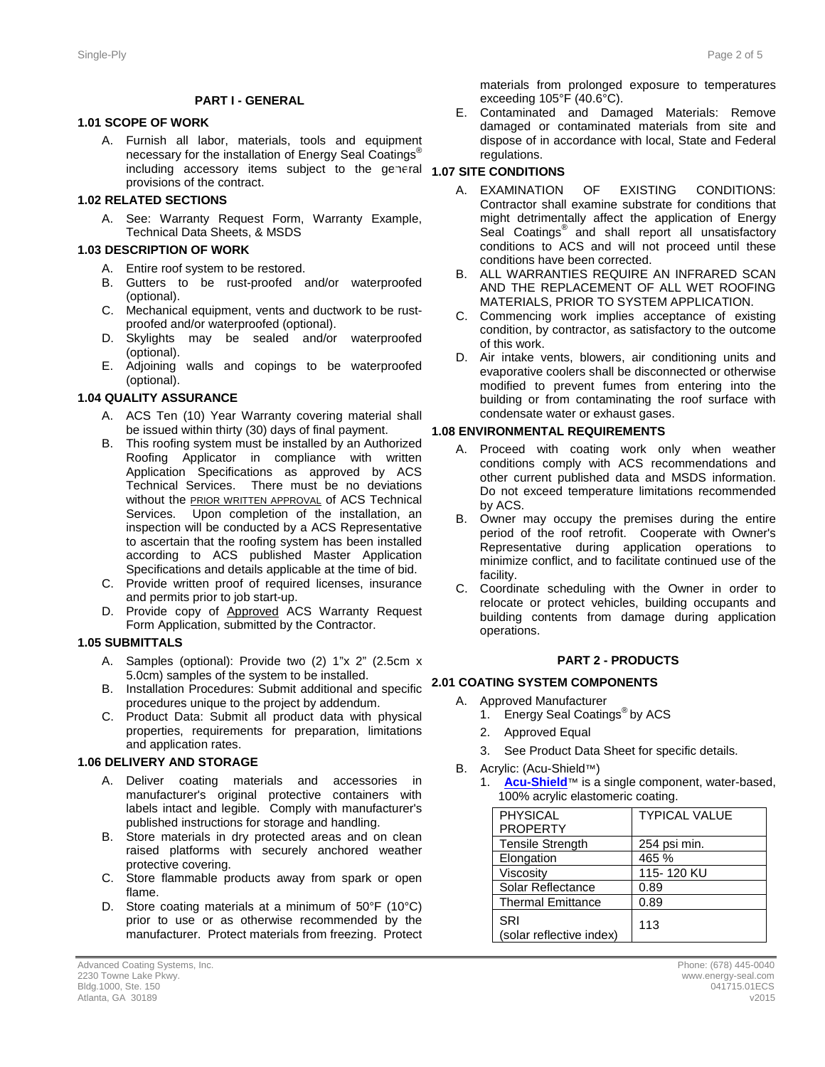## PART I - GENERAL

### 1.01 SCOPE OF WORK

A. Furnish all labor, materials, tools and equipment necessary for the installation of Energy Seal Coatings® including accessory items subject to the general provisions of the contract.

### 1.02 RELATED SECTIONS

A. See: Warranty Request Form, Warranty Example, Technical Data Sheets, & MSDS

### 1.03 DESCRIPTION OF WORK

A. Entire roof system to be restored.
B. Gutters to be rust-proofed and/or waterproofed (optional).
C. Mechanical equipment, vents and ductwork to be rust-proofed and/or waterproofed (optional).
D. Skylights may be sealed and/or waterproofed (optional).
E. Adjoining walls and copings to be waterproofed (optional).

### 1.04 QUALITY ASSURANCE

A. ACS Ten (10) Year Warranty covering material shall be issued within thirty (30) days of final payment.
B. This roofing system must be installed by an Authorized Roofing Applicator in compliance with written Application Specifications as approved by ACS Technical Services. There must be no deviations without the PRIOR WRITTEN APPROVAL of ACS Technical Services. Upon completion of the installation, an inspection will be conducted by a ACS Representative to ascertain that the roofing system has been installed according to ACS published Master Application Specifications and details applicable at the time of bid.
C. Provide written proof of required licenses, insurance and permits prior to job start-up.
D. Provide copy of Approved ACS Warranty Request Form Application, submitted by the Contractor.

### 1.05 SUBMITTALS

A. Samples (optional): Provide two (2) 1"x 2" (2.5cm x 5.0cm) samples of the system to be installed.
B. Installation Procedures: Submit additional and specific procedures unique to the project by addendum.
C. Product Data: Submit all product data with physical properties, requirements for preparation, limitations and application rates.

### 1.06 DELIVERY AND STORAGE

A. Deliver coating materials and accessories in manufacturer's original protective containers with labels intact and legible. Comply with manufacturer's published instructions for storage and handling.
B. Store materials in dry protected areas and on clean raised platforms with securely anchored weather protective covering.
C. Store flammable products away from spark or open flame.
D. Store coating materials at a minimum of 50°F (10°C) prior to use or as otherwise recommended by the manufacturer. Protect materials from freezing. Protect materials from prolonged exposure to temperatures exceeding 105°F (40.6°C).
E. Contaminated and Damaged Materials: Remove damaged or contaminated materials from site and dispose of in accordance with local, State and Federal regulations.

### 1.07 SITE CONDITIONS

A. EXAMINATION OF EXISTING CONDITIONS: Contractor shall examine substrate for conditions that might detrimentally affect the application of Energy Seal Coatings® and shall report all unsatisfactory conditions to ACS and will not proceed until these conditions have been corrected.
B. ALL WARRANTIES REQUIRE AN INFRARED SCAN AND THE REPLACEMENT OF ALL WET ROOFING MATERIALS, PRIOR TO SYSTEM APPLICATION.
C. Commencing work implies acceptance of existing condition, by contractor, as satisfactory to the outcome of this work.
D. Air intake vents, blowers, air conditioning units and evaporative coolers shall be disconnected or otherwise modified to prevent fumes from entering into the building or from contaminating the roof surface with condensate water or exhaust gases.

### 1.08 ENVIRONMENTAL REQUIREMENTS

A. Proceed with coating work only when weather conditions comply with ACS recommendations and other current published data and MSDS information. Do not exceed temperature limitations recommended by ACS.
B. Owner may occupy the premises during the entire period of the roof retrofit. Cooperate with Owner's Representative during application operations to minimize conflict, and to facilitate continued use of the facility.
C. Coordinate scheduling with the Owner in order to relocate or protect vehicles, building occupants and building contents from damage during application operations.

## PART 2 - PRODUCTS

### 2.01 COATING SYSTEM COMPONENTS

A. Approved Manufacturer
   1. Energy Seal Coatings® by ACS
   2. Approved Equal
   3. See Product Data Sheet for specific details.
B. Acrylic: (Acu-Shield™)
   1. **Acu-Shield**™ is a single component, water-based, 100% acrylic elastomeric coating.

| PHYSICAL PROPERTY | TYPICAL VALUE |
|---|---|
| Tensile Strength | 254 psi min. |
| Elongation | 465 % |
| Viscosity | 115- 120 KU |
| Solar Reflectance | 0.89 |
| Thermal Emittance | 0.89 |
| SRI (solar reflective index) | 113 |

Advanced Coating Systems, Inc.
2230 Towne Lake Pkwy.
Bldg.1000, Ste. 150
Atlanta, GA 30189

Phone: (678) 445-0040
www.energy-seal.com
041715.01ECS
v2015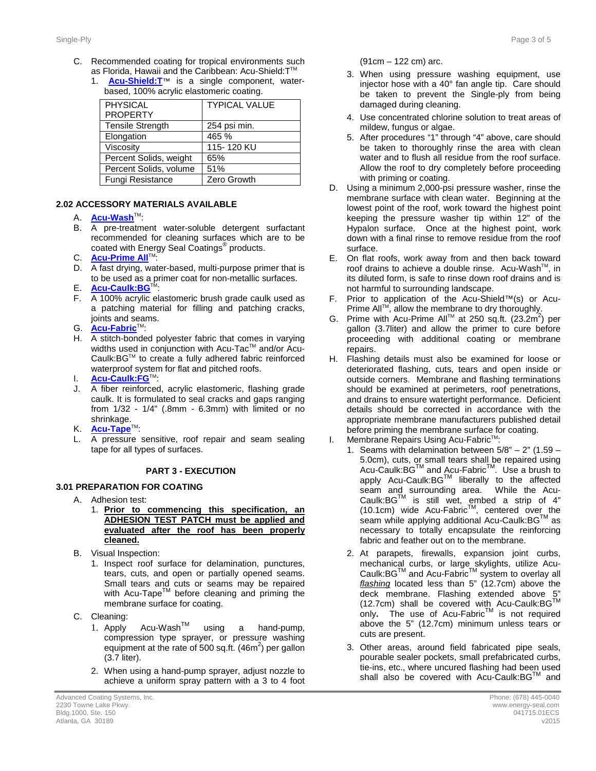C. Recommended coating for tropical environments such as Florida, Hawaii and the Caribbean: Acu-Shield:T™

1. **Acu-Shield:T**™ is a single component, water-based, 100% acrylic elastomeric coating.

| PHYSICAL PROPERTY | TYPICAL VALUE |
|---|---|
| Tensile Strength | 254 psi min. |
| Elongation | 465 % |
| Viscosity | 115- 120 KU |
| Percent Solids, weight | 65% |
| Percent Solids, volume | 51% |
| Fungi Resistance | Zero Growth |

### 2.02 ACCESSORY MATERIALS AVAILABLE

A. **Acu-Wash**™:

B. A pre-treatment water-soluble detergent surfactant recommended for cleaning surfaces which are to be coated with Energy Seal Coatings® products.

C. **Acu-Prime All**™:

D. A fast drying, water-based, multi-purpose primer that is to be used as a primer coat for non-metallic surfaces.

E. **Acu-Caulk:BG**™:

F. A 100% acrylic elastomeric brush grade caulk used as a patching material for filling and patching cracks, joints and seams.

G. **Acu-Fabric**™:

H. A stitch-bonded polyester fabric that comes in varying widths used in conjunction with Acu-Tac™ and/or Acu-Caulk:BG™ to create a fully adhered fabric reinforced waterproof system for flat and pitched roofs.

I. **Acu-Caulk:FG**™:

J. A fiber reinforced, acrylic elastomeric, flashing grade caulk. It is formulated to seal cracks and gaps ranging from 1/32 - 1/4" (.8mm - 6.3mm) with limited or no shrinkage.

K. **Acu-Tape**™:

L. A pressure sensitive, roof repair and seam sealing tape for all types of surfaces.

## PART 3 - EXECUTION

### 3.01 PREPARATION FOR COATING

A. Adhesion test:

1. **Prior to commencing this specification, an ADHESION TEST PATCH must be applied and evaluated after the roof has been properly cleaned.**

B. Visual Inspection:

1. Inspect roof surface for delamination, punctures, tears, cuts, and open or partially opened seams. Small tears and cuts or seams may be repaired with Acu-Tape™ before cleaning and priming the membrane surface for coating.

C. Cleaning:

1. Apply Acu-Wash™ using a hand-pump, compression type sprayer, or pressure washing equipment at the rate of 500 sq.ft. (46m²) per gallon (3.7 liter).
2. When using a hand-pump sprayer, adjust nozzle to achieve a uniform spray pattern with a 3 to 4 foot (91cm – 122 cm) arc.
3. When using pressure washing equipment, use injector hose with a 40° fan angle tip. Care should be taken to prevent the Single-ply from being damaged during cleaning.
4. Use concentrated chlorine solution to treat areas of mildew, fungus or algae.
5. After procedures "1" through "4" above, care should be taken to thoroughly rinse the area with clean water and to flush all residue from the roof surface. Allow the roof to dry completely before proceeding with priming or coating.

D. Using a minimum 2,000-psi pressure washer, rinse the membrane surface with clean water. Beginning at the lowest point of the roof, work toward the highest point keeping the pressure washer tip within 12" of the Hypalon surface. Once at the highest point, work down with a final rinse to remove residue from the roof surface.

E. On flat roofs, work away from and then back toward roof drains to achieve a double rinse. Acu-Wash™, in its diluted form, is safe to rinse down roof drains and is not harmful to surrounding landscape.

F. Prior to application of the Acu-Shield™(s) or Acu-Prime All™, allow the membrane to dry thoroughly.

G. Prime with Acu-Prime All™ at 250 sq.ft. (23.2m²) per gallon (3.7liter) and allow the primer to cure before proceeding with additional coating or membrane repairs.

H. Flashing details must also be examined for loose or deteriorated flashing, cuts, tears and open inside or outside corners. Membrane and flashing terminations should be examined at perimeters, roof penetrations, and drains to ensure watertight performance. Deficient details should be corrected in accordance with the appropriate membrane manufacturers published detail before priming the membrane surface for coating.

I. Membrane Repairs Using Acu-Fabric™:

1. Seams with delamination between 5/8" – 2" (1.59 – 5.0cm), cuts, or small tears shall be repaired using Acu-Caulk:BG™ and Acu-Fabric™. Use a brush to apply Acu-Caulk:BG™ liberally to the affected seam and surrounding area. While the Acu-Caulk:BG™ is still wet, embed a strip of 4" (10.1cm) wide Acu-Fabric™, centered over the seam while applying additional Acu-Caulk:BG™ as necessary to totally encapsulate the reinforcing fabric and feather out on to the membrane.
2. At parapets, firewalls, expansion joint curbs, mechanical curbs, or large skylights, utilize Acu-Caulk:BG™ and Acu-Fabric™ system to overlay all *flashing* located less than 5" (12.7cm) above the deck membrane. Flashing extended above 5" (12.7cm) shall be covered with Acu-Caulk:BG™ only**.** The use of Acu-Fabric™ is not required above the 5" (12.7cm) minimum unless tears or cuts are present.
3. Other areas, around field fabricated pipe seals, pourable sealer pockets, small prefabricated curbs, tie-ins, etc., where uncured flashing had been used shall also be covered with Acu-Caulk:BG™ and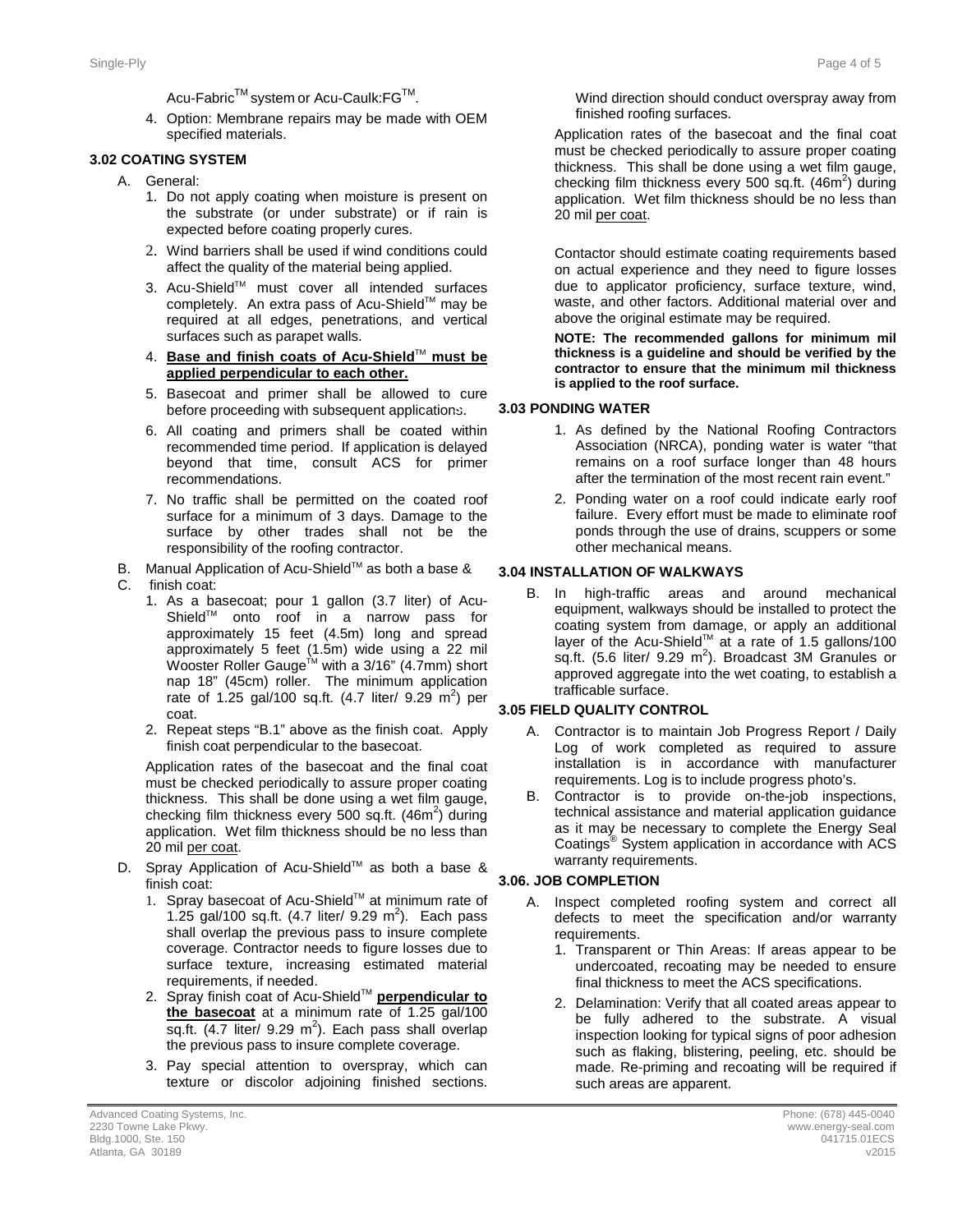Acu-Fabric™ system or Acu-Caulk:FG™.

4. Option: Membrane repairs may be made with OEM specified materials.

### 3.02 COATING SYSTEM

A. General:
   1. Do not apply coating when moisture is present on the substrate (or under substrate) or if rain is expected before coating properly cures.
   2. Wind barriers shall be used if wind conditions could affect the quality of the material being applied.
   3. Acu-Shield™ must cover all intended surfaces completely. An extra pass of Acu-Shield™ may be required at all edges, penetrations, and vertical surfaces such as parapet walls.
   4. **Base and finish coats of Acu-Shield™ must be applied perpendicular to each other.**
   5. Basecoat and primer shall be allowed to cure before proceeding with subsequent applications.
   6. All coating and primers shall be coated within recommended time period. If application is delayed beyond that time, consult ACS for primer recommendations.
   7. No traffic shall be permitted on the coated roof surface for a minimum of 3 days. Damage to the surface by other trades shall not be the responsibility of the roofing contractor.

B. Manual Application of Acu-Shield™ as both a base &
C. finish coat:
   1. As a basecoat; pour 1 gallon (3.7 liter) of Acu-Shield™ onto roof in a narrow pass for approximately 15 feet (4.5m) long and spread approximately 5 feet (1.5m) wide using a 22 mil Wooster Roller Gauge™ with a 3/16" (4.7mm) short nap 18" (45cm) roller. The minimum application rate of 1.25 gal/100 sq.ft. (4.7 liter/ 9.29 $m^2$) per coat.
   2. Repeat steps "B.1" above as the finish coat. Apply finish coat perpendicular to the basecoat.

   Application rates of the basecoat and the final coat must be checked periodically to assure proper coating thickness. This shall be done using a wet film gauge, checking film thickness every 500 sq.ft. (46$m^2$) during application. Wet film thickness should be no less than 20 mil per coat.

D. Spray Application of Acu-Shield™ as both a base & finish coat:
   1. Spray basecoat of Acu-Shield™ at minimum rate of 1.25 gal/100 sq.ft. (4.7 liter/ 9.29 $m^2$). Each pass shall overlap the previous pass to insure complete coverage. Contractor needs to figure losses due to surface texture, increasing estimated material requirements, if needed.
   2. Spray finish coat of Acu-Shield™ **perpendicular to the basecoat** at a minimum rate of 1.25 gal/100 sq.ft. (4.7 liter/ 9.29 $m^2$). Each pass shall overlap the previous pass to insure complete coverage.
   3. Pay special attention to overspray, which can texture or discolor adjoining finished sections. Wind direction should conduct overspray away from finished roofing surfaces.

   Application rates of the basecoat and the final coat must be checked periodically to assure proper coating thickness. This shall be done using a wet film gauge, checking film thickness every 500 sq.ft. (46$m^2$) during application. Wet film thickness should be no less than 20 mil per coat.

   Contactor should estimate coating requirements based on actual experience and they need to figure losses due to applicator proficiency, surface texture, wind, waste, and other factors. Additional material over and above the original estimate may be required.

   **NOTE: The recommended gallons for minimum mil thickness is a guideline and should be verified by the contractor to ensure that the minimum mil thickness is applied to the roof surface.**

### 3.03 PONDING WATER

1. As defined by the National Roofing Contractors Association (NRCA), ponding water is water "that remains on a roof surface longer than 48 hours after the termination of the most recent rain event."
2. Ponding water on a roof could indicate early roof failure. Every effort must be made to eliminate roof ponds through the use of drains, scuppers or some other mechanical means.

### 3.04 INSTALLATION OF WALKWAYS

B. In high-traffic areas and around mechanical equipment, walkways should be installed to protect the coating system from damage, or apply an additional layer of the Acu-Shield™ at a rate of 1.5 gallons/100 sq.ft. (5.6 liter/ 9.29 $m^2$). Broadcast 3M Granules or approved aggregate into the wet coating, to establish a trafficable surface.

### 3.05 FIELD QUALITY CONTROL

A. Contractor is to maintain Job Progress Report / Daily Log of work completed as required to assure installation is in accordance with manufacturer requirements. Log is to include progress photo's.

B. Contractor is to provide on-the-job inspections, technical assistance and material application guidance as it may be necessary to complete the Energy Seal Coatings® System application in accordance with ACS warranty requirements.

### 3.06. JOB COMPLETION

A. Inspect completed roofing system and correct all defects to meet the specification and/or warranty requirements.
   1. Transparent or Thin Areas: If areas appear to be undercoated, recoating may be needed to ensure final thickness to meet the ACS specifications.
   2. Delamination: Verify that all coated areas appear to be fully adhered to the substrate. A visual inspection looking for typical signs of poor adhesion such as flaking, blistering, peeling, etc. should be made. Re-priming and recoating will be required if such areas are apparent.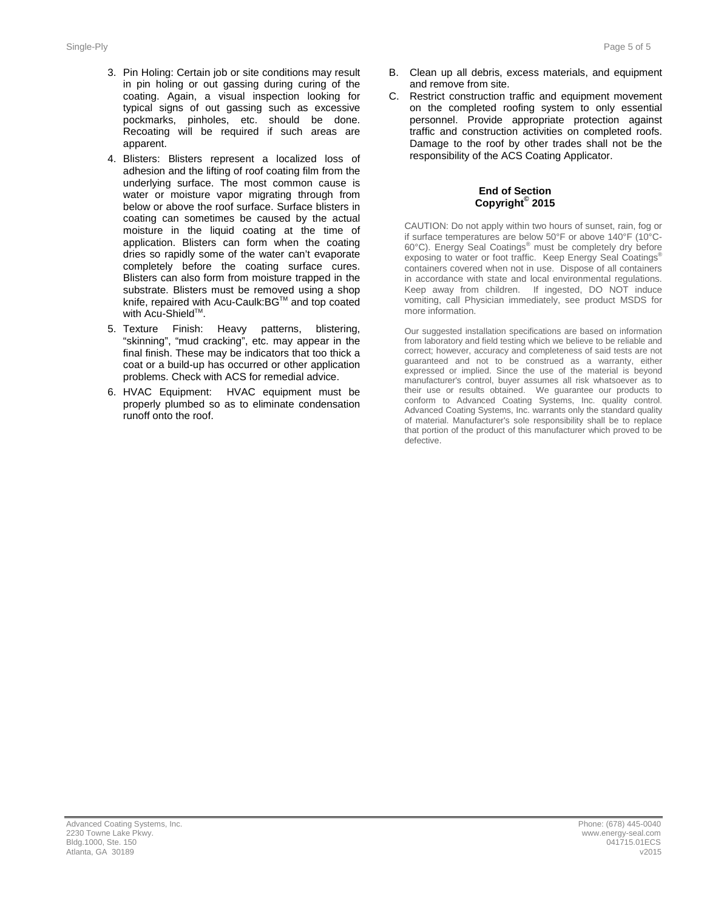3. Pin Holing: Certain job or site conditions may result in pin holing or out gassing during curing of the coating. Again, a visual inspection looking for typical signs of out gassing such as excessive pockmarks, pinholes, etc. should be done. Recoating will be required if such areas are apparent.
4. Blisters: Blisters represent a localized loss of adhesion and the lifting of roof coating film from the underlying surface. The most common cause is water or moisture vapor migrating through from below or above the roof surface. Surface blisters in coating can sometimes be caused by the actual moisture in the liquid coating at the time of application. Blisters can form when the coating dries so rapidly some of the water can't evaporate completely before the coating surface cures. Blisters can also form from moisture trapped in the substrate. Blisters must be removed using a shop knife, repaired with Acu-Caulk:BG™ and top coated with Acu-Shield™.
5. Texture Finish: Heavy patterns, blistering, "skinning", "mud cracking", etc. may appear in the final finish. These may be indicators that too thick a coat or a build-up has occurred or other application problems. Check with ACS for remedial advice.
6. HVAC Equipment: HVAC equipment must be properly plumbed so as to eliminate condensation runoff onto the roof.

B. Clean up all debris, excess materials, and equipment and remove from site.

C. Restrict construction traffic and equipment movement on the completed roofing system to only essential personnel. Provide appropriate protection against traffic and construction activities on completed roofs. Damage to the roof by other trades shall not be the responsibility of the ACS Coating Applicator.

**End of Section**
**Copyright© 2015**

CAUTION: Do not apply within two hours of sunset, rain, fog or if surface temperatures are below 50°F or above 140°F (10°C-60°C). Energy Seal Coatings® must be completely dry before exposing to water or foot traffic. Keep Energy Seal Coatings® containers covered when not in use. Dispose of all containers in accordance with state and local environmental regulations. Keep away from children. If ingested, DO NOT induce vomiting, call Physician immediately, see product MSDS for more information.

Our suggested installation specifications are based on information from laboratory and field testing which we believe to be reliable and correct; however, accuracy and completeness of said tests are not guaranteed and not to be construed as a warranty, either expressed or implied. Since the use of the material is beyond manufacturer's control, buyer assumes all risk whatsoever as to their use or results obtained. We guarantee our products to conform to Advanced Coating Systems, Inc. quality control. Advanced Coating Systems, Inc. warrants only the standard quality of material. Manufacturer's sole responsibility shall be to replace that portion of the product of this manufacturer which proved to be defective.